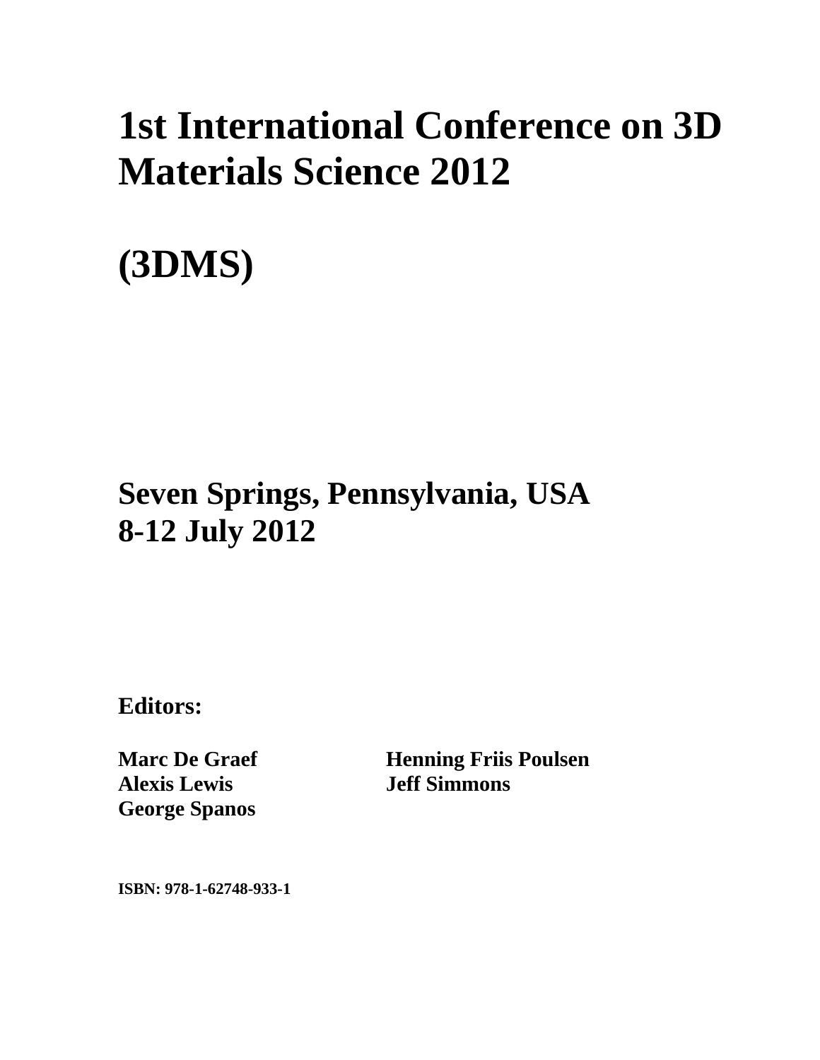# 1st International Conference on 3D Materials Science 2012

# (3DMS)

## Seven Springs, Pennsylvania, USA
## 8-12 July 2012

**Editors:**

**Marc De Graef**
**Alexis Lewis**
**George Spanos**
**Henning Friis Poulsen**
**Jeff Simmons**

**ISBN: 978-1-62748-933-1**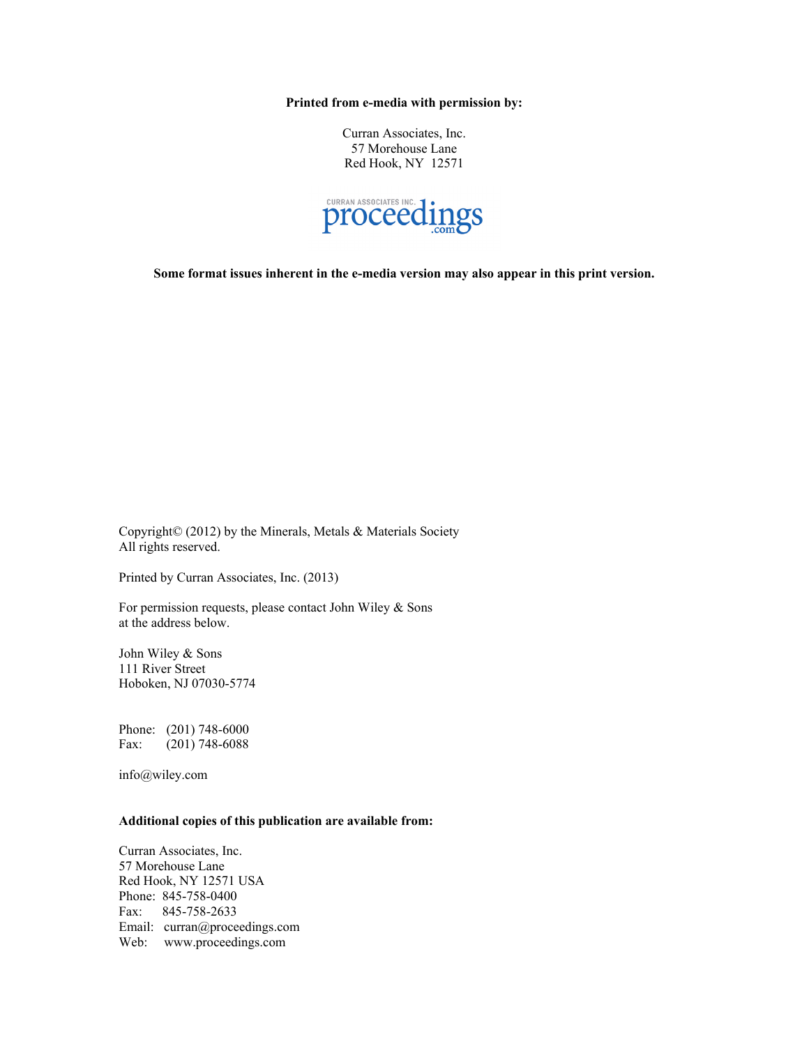**Printed from e-media with permission by:**

Curran Associates, Inc.  
57 Morehouse Lane  
Red Hook, NY 12571

CURRAN ASSOCIATES INC. proceedings.com

**Some format issues inherent in the e-media version may also appear in this print version.**

Copyright© (2012) by the Minerals, Metals & Materials Society  
All rights reserved.

Printed by Curran Associates, Inc. (2013)

For permission requests, please contact John Wiley & Sons  
at the address below.

John Wiley & Sons  
111 River Street  
Hoboken, NJ 07030-5774

Phone: (201) 748-6000  
Fax: (201) 748-6088

info@wiley.com

**Additional copies of this publication are available from:**

Curran Associates, Inc.  
57 Morehouse Lane  
Red Hook, NY 12571 USA  
Phone: 845-758-0400  
Fax: 845-758-2633  
Email: curran@proceedings.com  
Web: www.proceedings.com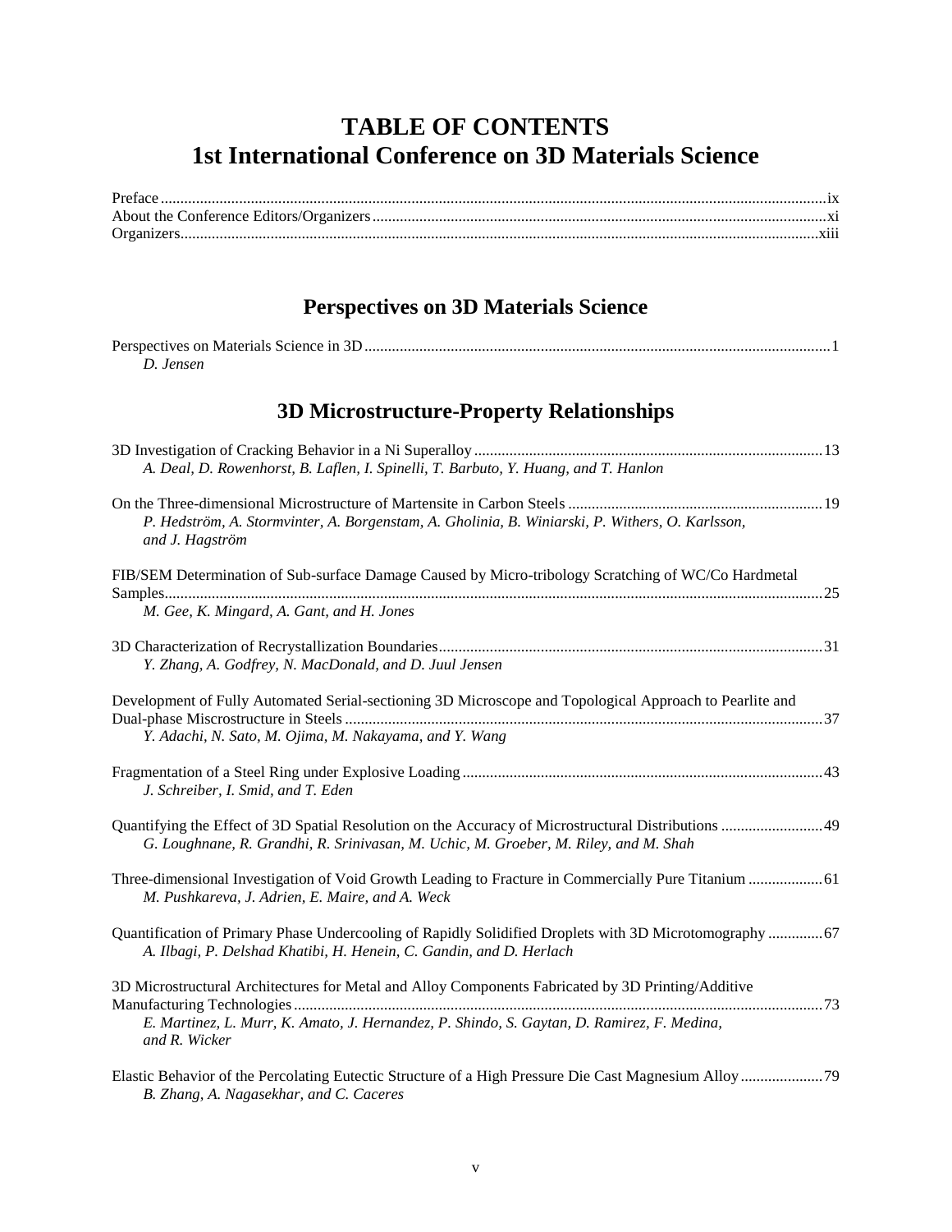# TABLE OF CONTENTS
# 1st International Conference on 3D Materials Science

Preface ....... ix
About the Conference Editors/Organizers ....... xi
Organizers ....... xiii

## Perspectives on 3D Materials Science

Perspectives on Materials Science in 3D ....... 1
*D. Jensen*

## 3D Microstructure-Property Relationships

3D Investigation of Cracking Behavior in a Ni Superalloy ....... 13
*A. Deal, D. Rowenhorst, B. Laflen, I. Spinelli, T. Barbuto, Y. Huang, and T. Hanlon*

On the Three-dimensional Microstructure of Martensite in Carbon Steels ....... 19
*P. Hedström, A. Stormvinter, A. Borgenstam, A. Gholinia, B. Winiarski, P. Withers, O. Karlsson, and J. Hagström*

FIB/SEM Determination of Sub-surface Damage Caused by Micro-tribology Scratching of WC/Co Hardmetal Samples ....... 25
*M. Gee, K. Mingard, A. Gant, and H. Jones*

3D Characterization of Recrystallization Boundaries ....... 31
*Y. Zhang, A. Godfrey, N. MacDonald, and D. Juul Jensen*

Development of Fully Automated Serial-sectioning 3D Microscope and Topological Approach to Pearlite and Dual-phase Miscrostructure in Steels ....... 37
*Y. Adachi, N. Sato, M. Ojima, M. Nakayama, and Y. Wang*

Fragmentation of a Steel Ring under Explosive Loading ....... 43
*J. Schreiber, I. Smid, and T. Eden*

Quantifying the Effect of 3D Spatial Resolution on the Accuracy of Microstructural Distributions ....... 49
*G. Loughnane, R. Grandhi, R. Srinivasan, M. Uchic, M. Groeber, M. Riley, and M. Shah*

Three-dimensional Investigation of Void Growth Leading to Fracture in Commercially Pure Titanium ....... 61
*M. Pushkareva, J. Adrien, E. Maire, and A. Weck*

Quantification of Primary Phase Undercooling of Rapidly Solidified Droplets with 3D Microtomography ....... 67
*A. Ilbagi, P. Delshad Khatibi, H. Henein, C. Gandin, and D. Herlach*

3D Microstructural Architectures for Metal and Alloy Components Fabricated by 3D Printing/Additive Manufacturing Technologies ....... 73
*E. Martinez, L. Murr, K. Amato, J. Hernandez, P. Shindo, S. Gaytan, D. Ramirez, F. Medina, and R. Wicker*

Elastic Behavior of the Percolating Eutectic Structure of a High Pressure Die Cast Magnesium Alloy ....... 79
*B. Zhang, A. Nagasekhar, and C. Caceres*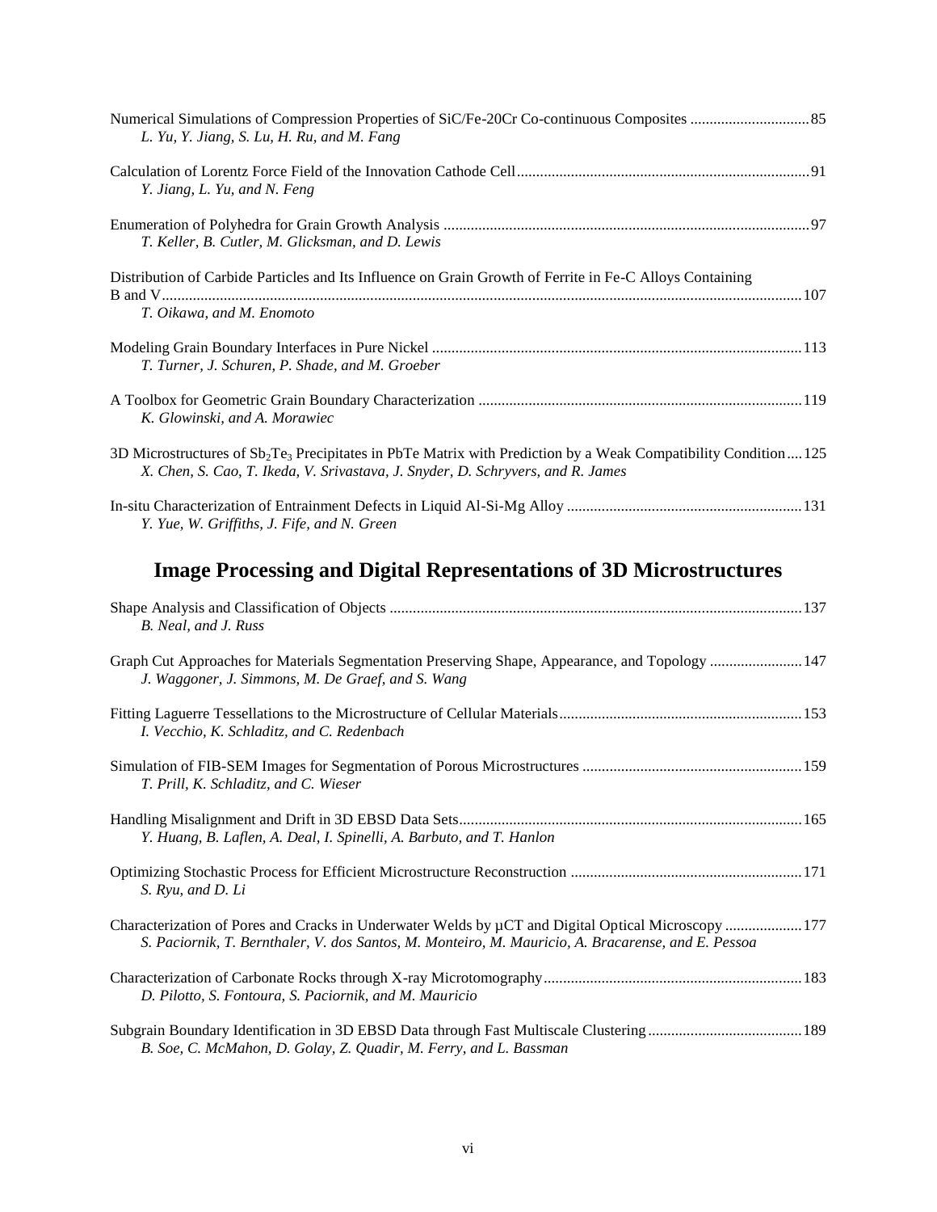Numerical Simulations of Compression Properties of SiC/Fe-20Cr Co-continuous Composites ............................... 85
*L. Yu, Y. Jiang, S. Lu, H. Ru, and M. Fang*

Calculation of Lorentz Force Field of the Innovation Cathode Cell ........................................................................... 91
*Y. Jiang, L. Yu, and N. Feng*

Enumeration of Polyhedra for Grain Growth Analysis .............................................................................................. 97
*T. Keller, B. Cutler, M. Glicksman, and D. Lewis*

Distribution of Carbide Particles and Its Influence on Grain Growth of Ferrite in Fe-C Alloys Containing B and V .................................................................................................................................................................... 107
*T. Oikawa, and M. Enomoto*

Modeling Grain Boundary Interfaces in Pure Nickel ............................................................................................... 113
*T. Turner, J. Schuren, P. Shade, and M. Groeber*

A Toolbox for Geometric Grain Boundary Characterization ................................................................................... 119
*K. Glowinski, and A. Morawiec*

3D Microstructures of $Sb_2Te_3$ Precipitates in PbTe Matrix with Prediction by a Weak Compatibility Condition .... 125
*X. Chen, S. Cao, T. Ikeda, V. Srivastava, J. Snyder, D. Schryvers, and R. James*

In-situ Characterization of Entrainment Defects in Liquid Al-Si-Mg Alloy ............................................................. 131
*Y. Yue, W. Griffiths, J. Fife, and N. Green*

## Image Processing and Digital Representations of 3D Microstructures

Shape Analysis and Classification of Objects .......................................................................................................... 137
*B. Neal, and J. Russ*

Graph Cut Approaches for Materials Segmentation Preserving Shape, Appearance, and Topology ........................ 147
*J. Waggoner, J. Simmons, M. De Graef, and S. Wang*

Fitting Laguerre Tessellations to the Microstructure of Cellular Materials .............................................................. 153
*I. Vecchio, K. Schladitz, and C. Redenbach*

Simulation of FIB-SEM Images for Segmentation of Porous Microstructures ......................................................... 159
*T. Prill, K. Schladitz, and C. Wieser*

Handling Misalignment and Drift in 3D EBSD Data Sets ......................................................................................... 165
*Y. Huang, B. Laflen, A. Deal, I. Spinelli, A. Barbuto, and T. Hanlon*

Optimizing Stochastic Process for Efficient Microstructure Reconstruction ............................................................ 171
*S. Ryu, and D. Li*

Characterization of Pores and Cracks in Underwater Welds by µCT and Digital Optical Microscopy .................... 177
*S. Paciornik, T. Bernthaler, V. dos Santos, M. Monteiro, M. Mauricio, A. Bracarense, and E. Pessoa*

Characterization of Carbonate Rocks through X-ray Microtomography ................................................................... 183
*D. Pilotto, S. Fontoura, S. Paciornik, and M. Mauricio*

Subgrain Boundary Identification in 3D EBSD Data through Fast Multiscale Clustering ........................................ 189
*B. Soe, C. McMahon, D. Golay, Z. Quadir, M. Ferry, and L. Bassman*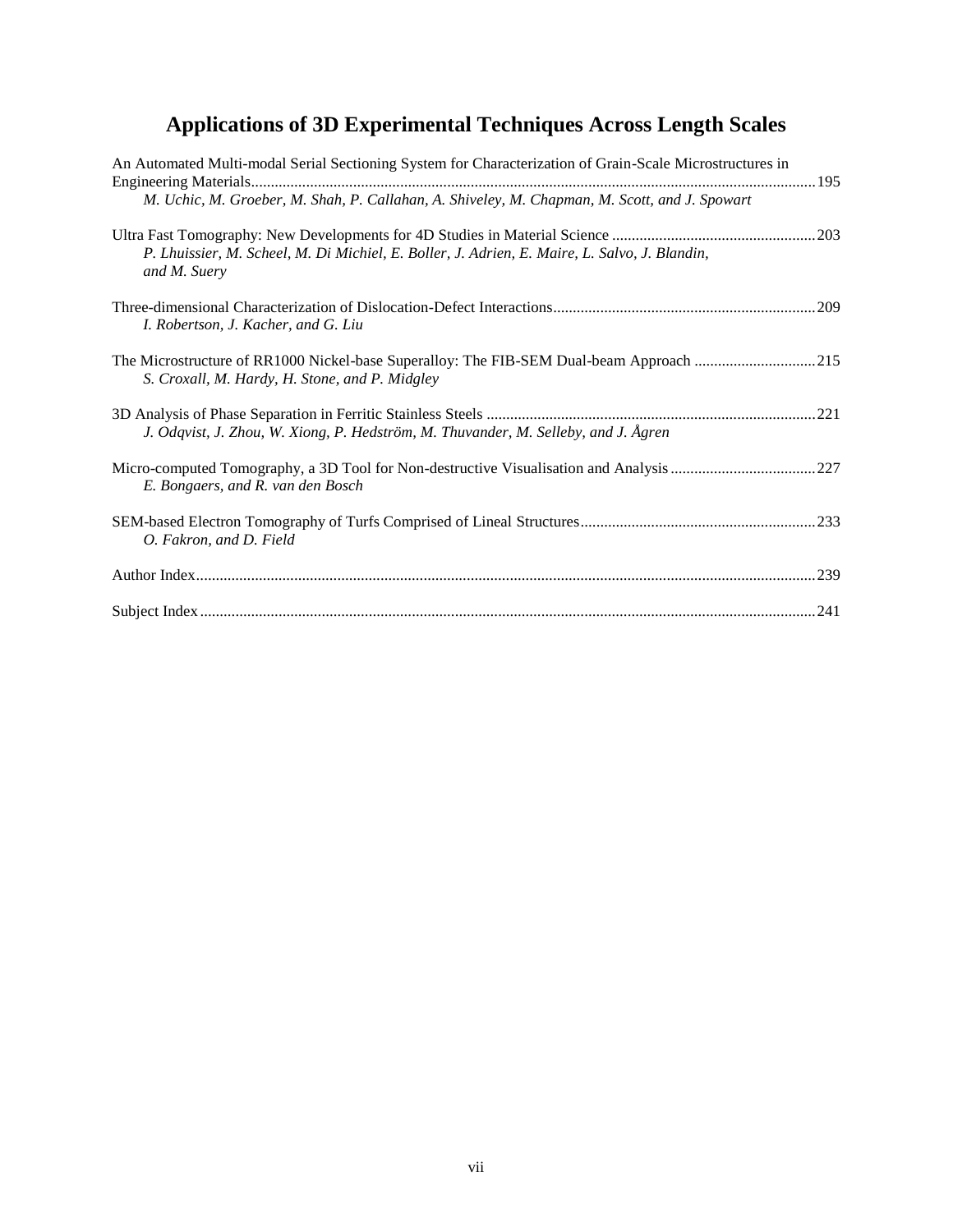# Applications of 3D Experimental Techniques Across Length Scales

An Automated Multi-modal Serial Sectioning System for Characterization of Grain-Scale Microstructures in Engineering Materials ... 195
*M. Uchic, M. Groeber, M. Shah, P. Callahan, A. Shiveley, M. Chapman, M. Scott, and J. Spowart*

Ultra Fast Tomography: New Developments for 4D Studies in Material Science ... 203
*P. Lhuissier, M. Scheel, M. Di Michiel, E. Boller, J. Adrien, E. Maire, L. Salvo, J. Blandin, and M. Suery*

Three-dimensional Characterization of Dislocation-Defect Interactions ... 209
*I. Robertson, J. Kacher, and G. Liu*

The Microstructure of RR1000 Nickel-base Superalloy: The FIB-SEM Dual-beam Approach ... 215
*S. Croxall, M. Hardy, H. Stone, and P. Midgley*

3D Analysis of Phase Separation in Ferritic Stainless Steels ... 221
*J. Odqvist, J. Zhou, W. Xiong, P. Hedström, M. Thuvander, M. Selleby, and J. Ågren*

Micro-computed Tomography, a 3D Tool for Non-destructive Visualisation and Analysis ... 227
*E. Bongaers, and R. van den Bosch*

SEM-based Electron Tomography of Turfs Comprised of Lineal Structures ... 233
*O. Fakron, and D. Field*

Author Index ... 239

Subject Index ... 241